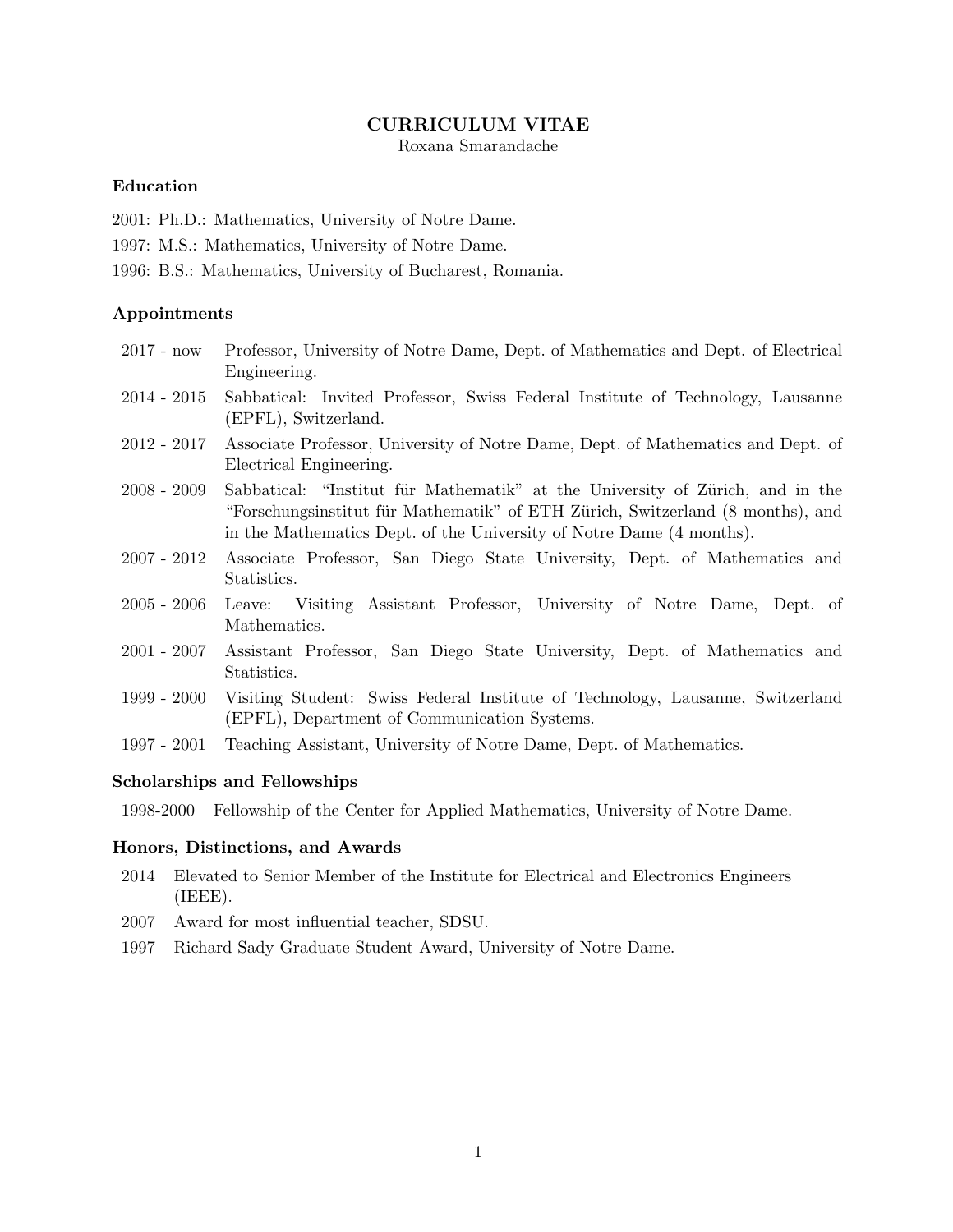# CURRICULUM VITAE

Roxana Smarandache

## Education

2001: Ph.D.: Mathematics, University of Notre Dame.

1997: M.S.: Mathematics, University of Notre Dame.

1996: B.S.: Mathematics, University of Bucharest, Romania.

## Appointments

- 2017 - now — Professor, University of Notre Dame, Dept. of Mathematics and Dept. of Electrical Engineering.
- 2014 - 2015 — Sabbatical: Invited Professor, Swiss Federal Institute of Technology, Lausanne (EPFL), Switzerland.
- 2012 - 2017 — Associate Professor, University of Notre Dame, Dept. of Mathematics and Dept. of Electrical Engineering.
- 2008 - 2009 — Sabbatical: "Institut für Mathematik" at the University of Zürich, and in the "Forschungsinstitut für Mathematik" of ETH Zürich, Switzerland (8 months), and in the Mathematics Dept. of the University of Notre Dame (4 months).
- 2007 - 2012 — Associate Professor, San Diego State University, Dept. of Mathematics and Statistics.
- 2005 - 2006 — Leave: Visiting Assistant Professor, University of Notre Dame, Dept. of Mathematics.
- 2001 - 2007 — Assistant Professor, San Diego State University, Dept. of Mathematics and Statistics.
- 1999 - 2000 — Visiting Student: Swiss Federal Institute of Technology, Lausanne, Switzerland (EPFL), Department of Communication Systems.
- 1997 - 2001 — Teaching Assistant, University of Notre Dame, Dept. of Mathematics.

## Scholarships and Fellowships

- 1998-2000 — Fellowship of the Center for Applied Mathematics, University of Notre Dame.

## Honors, Distinctions, and Awards

- 2014 — Elevated to Senior Member of the Institute for Electrical and Electronics Engineers (IEEE).
- 2007 — Award for most influential teacher, SDSU.
- 1997 — Richard Sady Graduate Student Award, University of Notre Dame.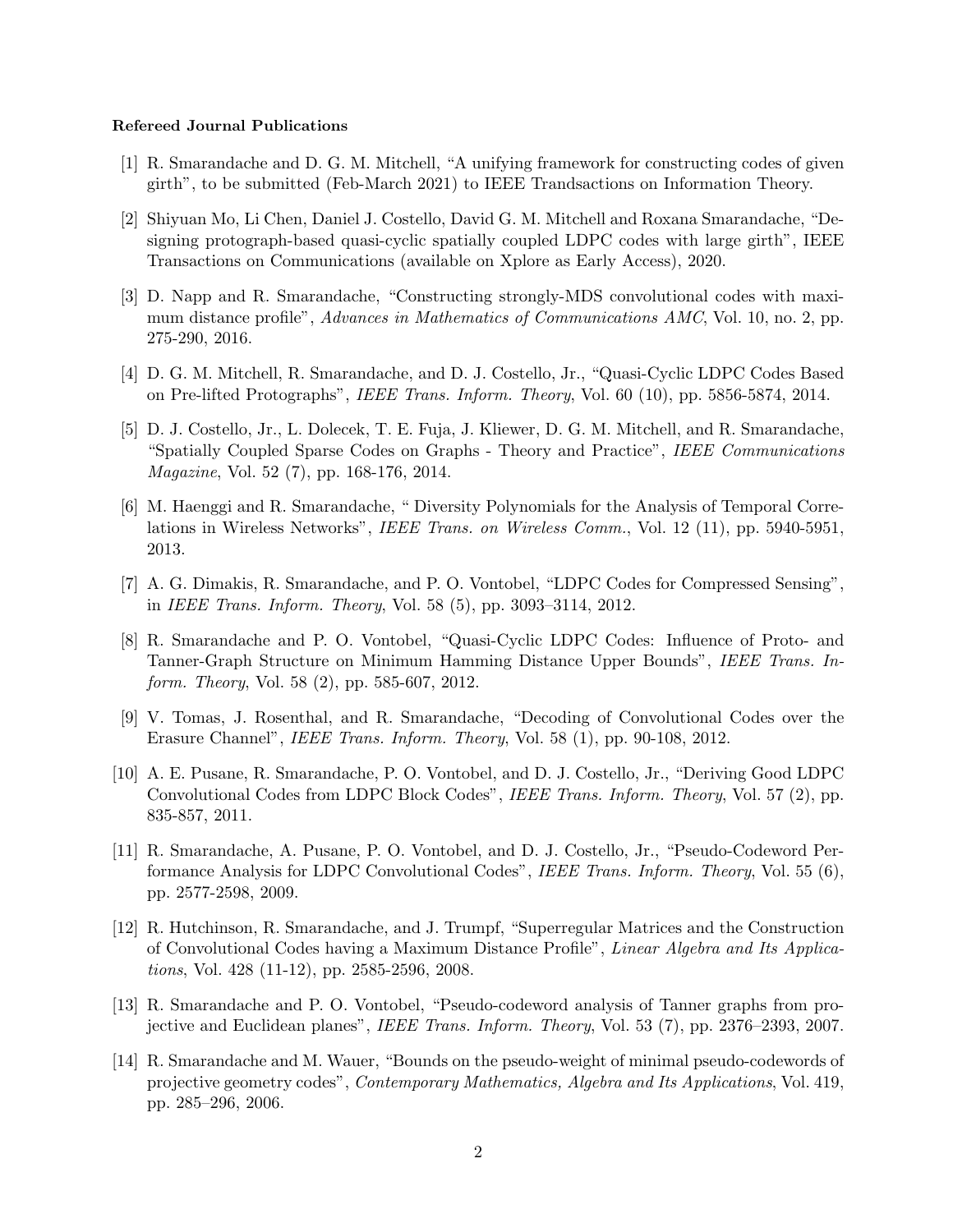**Refereed Journal Publications**

[1] R. Smarandache and D. G. M. Mitchell, "A unifying framework for constructing codes of given girth", to be submitted (Feb-March 2021) to IEEE Trandsactions on Information Theory.

[2] Shiyuan Mo, Li Chen, Daniel J. Costello, David G. M. Mitchell and Roxana Smarandache, "Designing protograph-based quasi-cyclic spatially coupled LDPC codes with large girth", IEEE Transactions on Communications (available on Xplore as Early Access), 2020.

[3] D. Napp and R. Smarandache, "Constructing strongly-MDS convolutional codes with maximum distance profile", *Advances in Mathematics of Communications AMC*, Vol. 10, no. 2, pp. 275-290, 2016.

[4] D. G. M. Mitchell, R. Smarandache, and D. J. Costello, Jr., "Quasi-Cyclic LDPC Codes Based on Pre-lifted Protographs", *IEEE Trans. Inform. Theory*, Vol. 60 (10), pp. 5856-5874, 2014.

[5] D. J. Costello, Jr., L. Dolecek, T. E. Fuja, J. Kliewer, D. G. M. Mitchell, and R. Smarandache, "Spatially Coupled Sparse Codes on Graphs - Theory and Practice", *IEEE Communications Magazine*, Vol. 52 (7), pp. 168-176, 2014.

[6] M. Haenggi and R. Smarandache, " Diversity Polynomials for the Analysis of Temporal Correlations in Wireless Networks", *IEEE Trans. on Wireless Comm.*, Vol. 12 (11), pp. 5940-5951, 2013.

[7] A. G. Dimakis, R. Smarandache, and P. O. Vontobel, "LDPC Codes for Compressed Sensing", in *IEEE Trans. Inform. Theory*, Vol. 58 (5), pp. 3093–3114, 2012.

[8] R. Smarandache and P. O. Vontobel, "Quasi-Cyclic LDPC Codes: Influence of Proto- and Tanner-Graph Structure on Minimum Hamming Distance Upper Bounds", *IEEE Trans. Inform. Theory*, Vol. 58 (2), pp. 585-607, 2012.

[9] V. Tomas, J. Rosenthal, and R. Smarandache, "Decoding of Convolutional Codes over the Erasure Channel", *IEEE Trans. Inform. Theory*, Vol. 58 (1), pp. 90-108, 2012.

[10] A. E. Pusane, R. Smarandache, P. O. Vontobel, and D. J. Costello, Jr., "Deriving Good LDPC Convolutional Codes from LDPC Block Codes", *IEEE Trans. Inform. Theory*, Vol. 57 (2), pp. 835-857, 2011.

[11] R. Smarandache, A. Pusane, P. O. Vontobel, and D. J. Costello, Jr., "Pseudo-Codeword Performance Analysis for LDPC Convolutional Codes", *IEEE Trans. Inform. Theory*, Vol. 55 (6), pp. 2577-2598, 2009.

[12] R. Hutchinson, R. Smarandache, and J. Trumpf, "Superregular Matrices and the Construction of Convolutional Codes having a Maximum Distance Profile", *Linear Algebra and Its Applications*, Vol. 428 (11-12), pp. 2585-2596, 2008.

[13] R. Smarandache and P. O. Vontobel, "Pseudo-codeword analysis of Tanner graphs from projective and Euclidean planes", *IEEE Trans. Inform. Theory*, Vol. 53 (7), pp. 2376–2393, 2007.

[14] R. Smarandache and M. Wauer, "Bounds on the pseudo-weight of minimal pseudo-codewords of projective geometry codes", *Contemporary Mathematics, Algebra and Its Applications*, Vol. 419, pp. 285–296, 2006.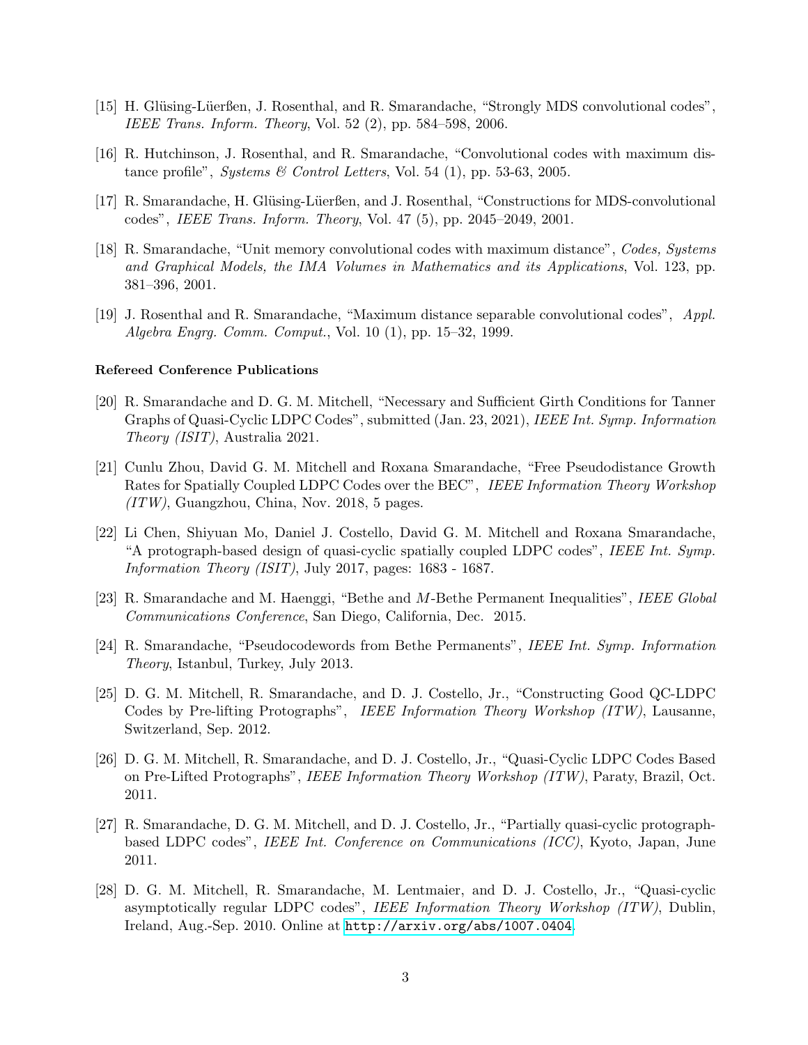[15] H. Glüsing-Lüerßen, J. Rosenthal, and R. Smarandache, "Strongly MDS convolutional codes", *IEEE Trans. Inform. Theory*, Vol. 52 (2), pp. 584–598, 2006.

[16] R. Hutchinson, J. Rosenthal, and R. Smarandache, "Convolutional codes with maximum distance profile", *Systems & Control Letters*, Vol. 54 (1), pp. 53-63, 2005.

[17] R. Smarandache, H. Glüsing-Lüerßen, and J. Rosenthal, "Constructions for MDS-convolutional codes", *IEEE Trans. Inform. Theory*, Vol. 47 (5), pp. 2045–2049, 2001.

[18] R. Smarandache, "Unit memory convolutional codes with maximum distance", *Codes, Systems and Graphical Models, the IMA Volumes in Mathematics and its Applications*, Vol. 123, pp. 381–396, 2001.

[19] J. Rosenthal and R. Smarandache, "Maximum distance separable convolutional codes", *Appl. Algebra Engrg. Comm. Comput.*, Vol. 10 (1), pp. 15–32, 1999.

**Refereed Conference Publications**

[20] R. Smarandache and D. G. M. Mitchell, "Necessary and Sufficient Girth Conditions for Tanner Graphs of Quasi-Cyclic LDPC Codes", submitted (Jan. 23, 2021), *IEEE Int. Symp. Information Theory (ISIT)*, Australia 2021.

[21] Cunlu Zhou, David G. M. Mitchell and Roxana Smarandache, "Free Pseudodistance Growth Rates for Spatially Coupled LDPC Codes over the BEC", *IEEE Information Theory Workshop (ITW)*, Guangzhou, China, Nov. 2018, 5 pages.

[22] Li Chen, Shiyuan Mo, Daniel J. Costello, David G. M. Mitchell and Roxana Smarandache, "A protograph-based design of quasi-cyclic spatially coupled LDPC codes", *IEEE Int. Symp. Information Theory (ISIT)*, July 2017, pages: 1683 - 1687.

[23] R. Smarandache and M. Haenggi, "Bethe and $M$-Bethe Permanent Inequalities", *IEEE Global Communications Conference*, San Diego, California, Dec. 2015.

[24] R. Smarandache, "Pseudocodewords from Bethe Permanents", *IEEE Int. Symp. Information Theory*, Istanbul, Turkey, July 2013.

[25] D. G. M. Mitchell, R. Smarandache, and D. J. Costello, Jr., "Constructing Good QC-LDPC Codes by Pre-lifting Protographs", *IEEE Information Theory Workshop (ITW)*, Lausanne, Switzerland, Sep. 2012.

[26] D. G. M. Mitchell, R. Smarandache, and D. J. Costello, Jr., "Quasi-Cyclic LDPC Codes Based on Pre-Lifted Protographs", *IEEE Information Theory Workshop (ITW)*, Paraty, Brazil, Oct. 2011.

[27] R. Smarandache, D. G. M. Mitchell, and D. J. Costello, Jr., "Partially quasi-cyclic protograph-based LDPC codes", *IEEE Int. Conference on Communications (ICC)*, Kyoto, Japan, June 2011.

[28] D. G. M. Mitchell, R. Smarandache, M. Lentmaier, and D. J. Costello, Jr., "Quasi-cyclic asymptotically regular LDPC codes", *IEEE Information Theory Workshop (ITW)*, Dublin, Ireland, Aug.-Sep. 2010. Online at http://arxiv.org/abs/1007.0404.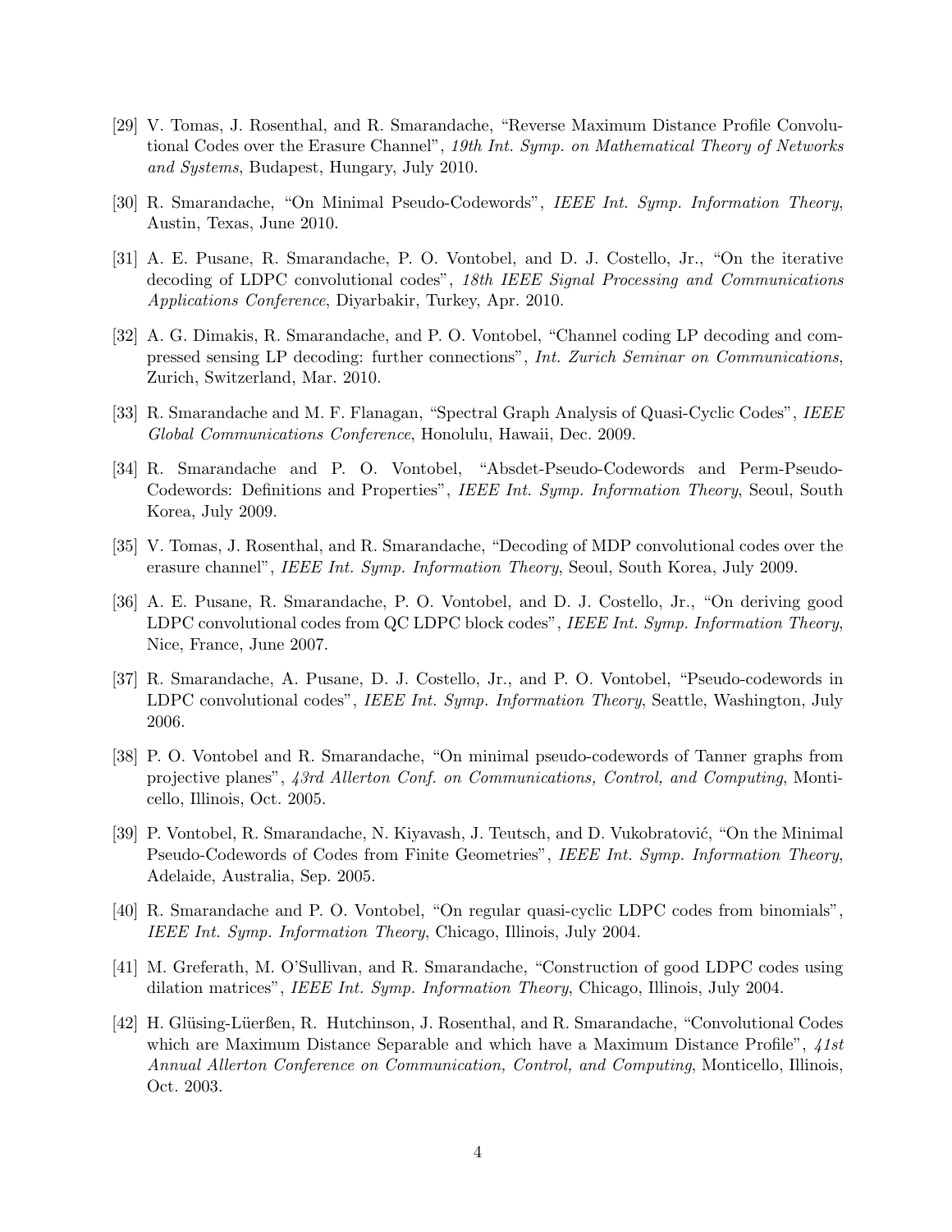[29] V. Tomas, J. Rosenthal, and R. Smarandache, "Reverse Maximum Distance Profile Convolutional Codes over the Erasure Channel", *19th Int. Symp. on Mathematical Theory of Networks and Systems*, Budapest, Hungary, July 2010.

[30] R. Smarandache, "On Minimal Pseudo-Codewords", *IEEE Int. Symp. Information Theory*, Austin, Texas, June 2010.

[31] A. E. Pusane, R. Smarandache, P. O. Vontobel, and D. J. Costello, Jr., "On the iterative decoding of LDPC convolutional codes", *18th IEEE Signal Processing and Communications Applications Conference*, Diyarbakir, Turkey, Apr. 2010.

[32] A. G. Dimakis, R. Smarandache, and P. O. Vontobel, "Channel coding LP decoding and compressed sensing LP decoding: further connections", *Int. Zurich Seminar on Communications*, Zurich, Switzerland, Mar. 2010.

[33] R. Smarandache and M. F. Flanagan, "Spectral Graph Analysis of Quasi-Cyclic Codes", *IEEE Global Communications Conference*, Honolulu, Hawaii, Dec. 2009.

[34] R. Smarandache and P. O. Vontobel, "Absdet-Pseudo-Codewords and Perm-Pseudo-Codewords: Definitions and Properties", *IEEE Int. Symp. Information Theory*, Seoul, South Korea, July 2009.

[35] V. Tomas, J. Rosenthal, and R. Smarandache, "Decoding of MDP convolutional codes over the erasure channel", *IEEE Int. Symp. Information Theory*, Seoul, South Korea, July 2009.

[36] A. E. Pusane, R. Smarandache, P. O. Vontobel, and D. J. Costello, Jr., "On deriving good LDPC convolutional codes from QC LDPC block codes", *IEEE Int. Symp. Information Theory*, Nice, France, June 2007.

[37] R. Smarandache, A. Pusane, D. J. Costello, Jr., and P. O. Vontobel, "Pseudo-codewords in LDPC convolutional codes", *IEEE Int. Symp. Information Theory*, Seattle, Washington, July 2006.

[38] P. O. Vontobel and R. Smarandache, "On minimal pseudo-codewords of Tanner graphs from projective planes", *43rd Allerton Conf. on Communications, Control, and Computing*, Monticello, Illinois, Oct. 2005.

[39] P. Vontobel, R. Smarandache, N. Kiyavash, J. Teutsch, and D. Vukobratović, "On the Minimal Pseudo-Codewords of Codes from Finite Geometries", *IEEE Int. Symp. Information Theory*, Adelaide, Australia, Sep. 2005.

[40] R. Smarandache and P. O. Vontobel, "On regular quasi-cyclic LDPC codes from binomials", *IEEE Int. Symp. Information Theory*, Chicago, Illinois, July 2004.

[41] M. Greferath, M. O'Sullivan, and R. Smarandache, "Construction of good LDPC codes using dilation matrices", *IEEE Int. Symp. Information Theory*, Chicago, Illinois, July 2004.

[42] H. Glüsing-Lüerßen, R. Hutchinson, J. Rosenthal, and R. Smarandache, "Convolutional Codes which are Maximum Distance Separable and which have a Maximum Distance Profile", *41st Annual Allerton Conference on Communication, Control, and Computing*, Monticello, Illinois, Oct. 2003.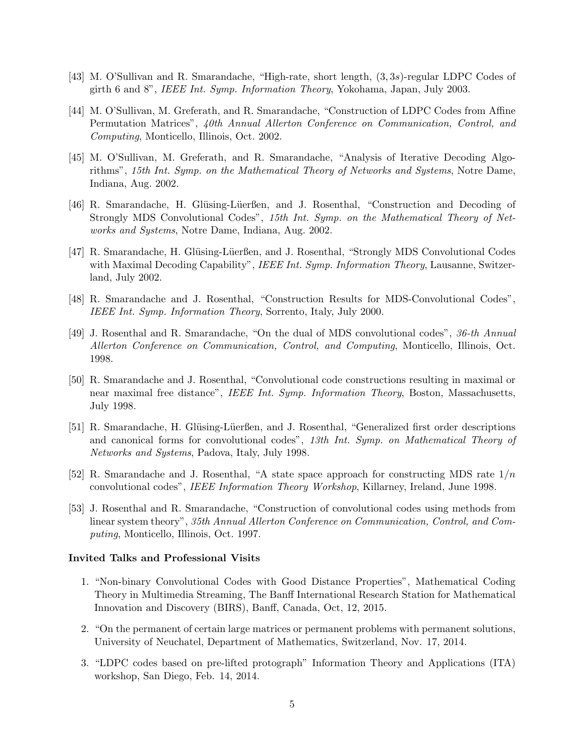[43] M. O'Sullivan and R. Smarandache, "High-rate, short length, $(3, 3s)$-regular LDPC Codes of girth 6 and 8", *IEEE Int. Symp. Information Theory*, Yokohama, Japan, July 2003.

[44] M. O'Sullivan, M. Greferath, and R. Smarandache, "Construction of LDPC Codes from Affine Permutation Matrices", *40th Annual Allerton Conference on Communication, Control, and Computing*, Monticello, Illinois, Oct. 2002.

[45] M. O'Sullivan, M. Greferath, and R. Smarandache, "Analysis of Iterative Decoding Algorithms", *15th Int. Symp. on the Mathematical Theory of Networks and Systems*, Notre Dame, Indiana, Aug. 2002.

[46] R. Smarandache, H. Glüsing-Lüerßen, and J. Rosenthal, "Construction and Decoding of Strongly MDS Convolutional Codes", *15th Int. Symp. on the Mathematical Theory of Networks and Systems*, Notre Dame, Indiana, Aug. 2002.

[47] R. Smarandache, H. Glüsing-Lüerßen, and J. Rosenthal, "Strongly MDS Convolutional Codes with Maximal Decoding Capability", *IEEE Int. Symp. Information Theory*, Lausanne, Switzerland, July 2002.

[48] R. Smarandache and J. Rosenthal, "Construction Results for MDS-Convolutional Codes", *IEEE Int. Symp. Information Theory*, Sorrento, Italy, July 2000.

[49] J. Rosenthal and R. Smarandache, "On the dual of MDS convolutional codes", *36-th Annual Allerton Conference on Communication, Control, and Computing*, Monticello, Illinois, Oct. 1998.

[50] R. Smarandache and J. Rosenthal, "Convolutional code constructions resulting in maximal or near maximal free distance", *IEEE Int. Symp. Information Theory*, Boston, Massachusetts, July 1998.

[51] R. Smarandache, H. Glüsing-Lüerßen, and J. Rosenthal, "Generalized first order descriptions and canonical forms for convolutional codes", *13th Int. Symp. on Mathematical Theory of Networks and Systems*, Padova, Italy, July 1998.

[52] R. Smarandache and J. Rosenthal, "A state space approach for constructing MDS rate $1/n$ convolutional codes", *IEEE Information Theory Workshop*, Killarney, Ireland, June 1998.

[53] J. Rosenthal and R. Smarandache, "Construction of convolutional codes using methods from linear system theory", *35th Annual Allerton Conference on Communication, Control, and Computing*, Monticello, Illinois, Oct. 1997.

**Invited Talks and Professional Visits**

1. "Non-binary Convolutional Codes with Good Distance Properties", Mathematical Coding Theory in Multimedia Streaming, The Banff International Research Station for Mathematical Innovation and Discovery (BIRS), Banff, Canada, Oct, 12, 2015.

2. "On the permanent of certain large matrices or permanent problems with permanent solutions, University of Neuchatel, Department of Mathematics, Switzerland, Nov. 17, 2014.

3. "LDPC codes based on pre-lifted protograph" Information Theory and Applications (ITA) workshop, San Diego, Feb. 14, 2014.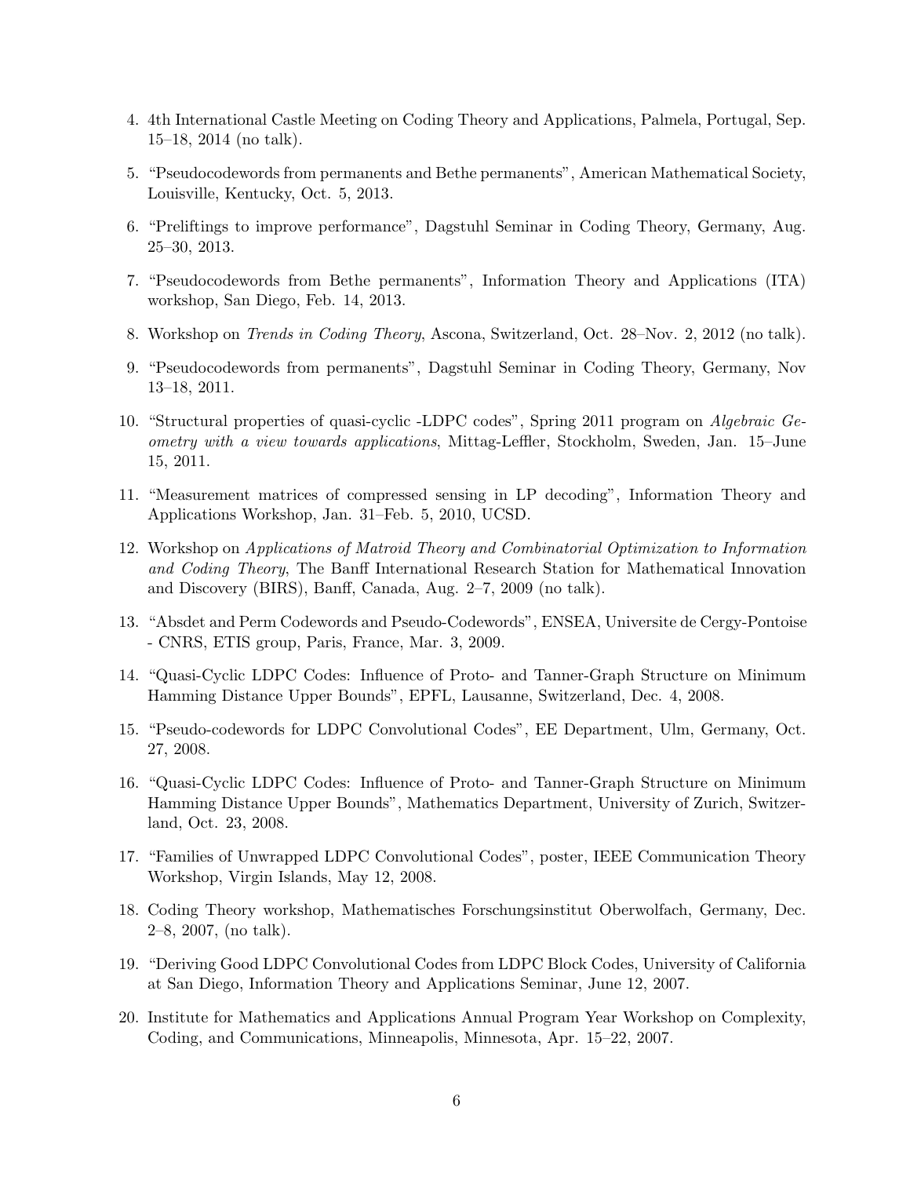4. 4th International Castle Meeting on Coding Theory and Applications, Palmela, Portugal, Sep. 15–18, 2014 (no talk).
5. "Pseudocodewords from permanents and Bethe permanents", American Mathematical Society, Louisville, Kentucky, Oct. 5, 2013.
6. "Preliftings to improve performance", Dagstuhl Seminar in Coding Theory, Germany, Aug. 25–30, 2013.
7. "Pseudocodewords from Bethe permanents", Information Theory and Applications (ITA) workshop, San Diego, Feb. 14, 2013.
8. Workshop on *Trends in Coding Theory*, Ascona, Switzerland, Oct. 28–Nov. 2, 2012 (no talk).
9. "Pseudocodewords from permanents", Dagstuhl Seminar in Coding Theory, Germany, Nov 13–18, 2011.
10. "Structural properties of quasi-cyclic -LDPC codes", Spring 2011 program on *Algebraic Geometry with a view towards applications*, Mittag-Leffler, Stockholm, Sweden, Jan. 15–June 15, 2011.
11. "Measurement matrices of compressed sensing in LP decoding", Information Theory and Applications Workshop, Jan. 31–Feb. 5, 2010, UCSD.
12. Workshop on *Applications of Matroid Theory and Combinatorial Optimization to Information and Coding Theory*, The Banff International Research Station for Mathematical Innovation and Discovery (BIRS), Banff, Canada, Aug. 2–7, 2009 (no talk).
13. "Absdet and Perm Codewords and Pseudo-Codewords", ENSEA, Universite de Cergy-Pontoise - CNRS, ETIS group, Paris, France, Mar. 3, 2009.
14. "Quasi-Cyclic LDPC Codes: Influence of Proto- and Tanner-Graph Structure on Minimum Hamming Distance Upper Bounds", EPFL, Lausanne, Switzerland, Dec. 4, 2008.
15. "Pseudo-codewords for LDPC Convolutional Codes", EE Department, Ulm, Germany, Oct. 27, 2008.
16. "Quasi-Cyclic LDPC Codes: Influence of Proto- and Tanner-Graph Structure on Minimum Hamming Distance Upper Bounds", Mathematics Department, University of Zurich, Switzerland, Oct. 23, 2008.
17. "Families of Unwrapped LDPC Convolutional Codes", poster, IEEE Communication Theory Workshop, Virgin Islands, May 12, 2008.
18. Coding Theory workshop, Mathematisches Forschungsinstitut Oberwolfach, Germany, Dec. 2–8, 2007, (no talk).
19. "Deriving Good LDPC Convolutional Codes from LDPC Block Codes, University of California at San Diego, Information Theory and Applications Seminar, June 12, 2007.
20. Institute for Mathematics and Applications Annual Program Year Workshop on Complexity, Coding, and Communications, Minneapolis, Minnesota, Apr. 15–22, 2007.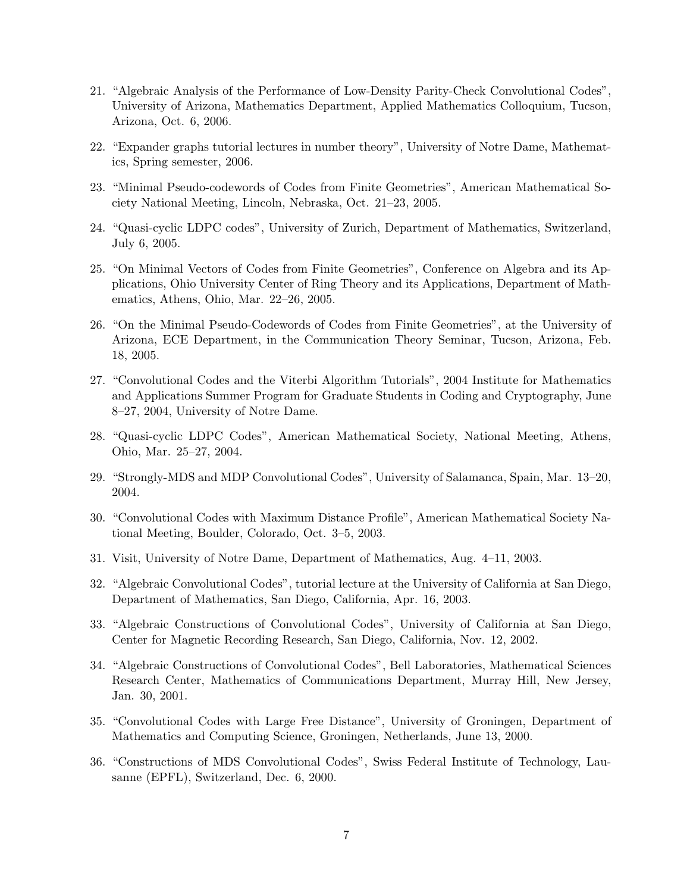21. "Algebraic Analysis of the Performance of Low-Density Parity-Check Convolutional Codes", University of Arizona, Mathematics Department, Applied Mathematics Colloquium, Tucson, Arizona, Oct. 6, 2006.

22. "Expander graphs tutorial lectures in number theory", University of Notre Dame, Mathematics, Spring semester, 2006.

23. "Minimal Pseudo-codewords of Codes from Finite Geometries", American Mathematical Society National Meeting, Lincoln, Nebraska, Oct. 21–23, 2005.

24. "Quasi-cyclic LDPC codes", University of Zurich, Department of Mathematics, Switzerland, July 6, 2005.

25. "On Minimal Vectors of Codes from Finite Geometries", Conference on Algebra and its Applications, Ohio University Center of Ring Theory and its Applications, Department of Mathematics, Athens, Ohio, Mar. 22–26, 2005.

26. "On the Minimal Pseudo-Codewords of Codes from Finite Geometries", at the University of Arizona, ECE Department, in the Communication Theory Seminar, Tucson, Arizona, Feb. 18, 2005.

27. "Convolutional Codes and the Viterbi Algorithm Tutorials", 2004 Institute for Mathematics and Applications Summer Program for Graduate Students in Coding and Cryptography, June 8–27, 2004, University of Notre Dame.

28. "Quasi-cyclic LDPC Codes", American Mathematical Society, National Meeting, Athens, Ohio, Mar. 25–27, 2004.

29. "Strongly-MDS and MDP Convolutional Codes", University of Salamanca, Spain, Mar. 13–20, 2004.

30. "Convolutional Codes with Maximum Distance Profile", American Mathematical Society National Meeting, Boulder, Colorado, Oct. 3–5, 2003.

31. Visit, University of Notre Dame, Department of Mathematics, Aug. 4–11, 2003.

32. "Algebraic Convolutional Codes", tutorial lecture at the University of California at San Diego, Department of Mathematics, San Diego, California, Apr. 16, 2003.

33. "Algebraic Constructions of Convolutional Codes", University of California at San Diego, Center for Magnetic Recording Research, San Diego, California, Nov. 12, 2002.

34. "Algebraic Constructions of Convolutional Codes", Bell Laboratories, Mathematical Sciences Research Center, Mathematics of Communications Department, Murray Hill, New Jersey, Jan. 30, 2001.

35. "Convolutional Codes with Large Free Distance", University of Groningen, Department of Mathematics and Computing Science, Groningen, Netherlands, June 13, 2000.

36. "Constructions of MDS Convolutional Codes", Swiss Federal Institute of Technology, Lausanne (EPFL), Switzerland, Dec. 6, 2000.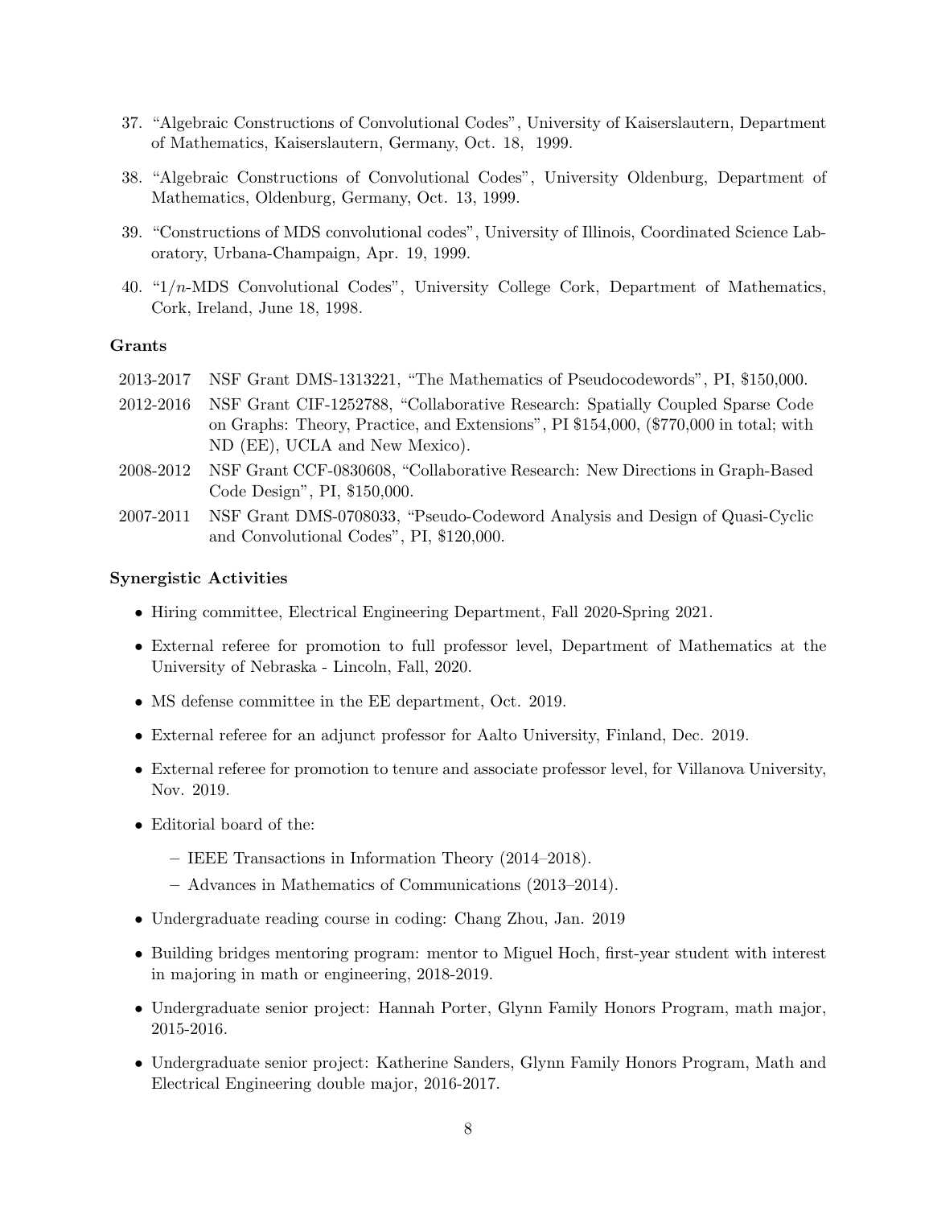37. "Algebraic Constructions of Convolutional Codes", University of Kaiserslautern, Department of Mathematics, Kaiserslautern, Germany, Oct. 18, 1999.

38. "Algebraic Constructions of Convolutional Codes", University Oldenburg, Department of Mathematics, Oldenburg, Germany, Oct. 13, 1999.

39. "Constructions of MDS convolutional codes", University of Illinois, Coordinated Science Laboratory, Urbana-Champaign, Apr. 19, 1999.

40. "$1/n$-MDS Convolutional Codes", University College Cork, Department of Mathematics, Cork, Ireland, June 18, 1998.

**Grants**

2013-2017 NSF Grant DMS-1313221, "The Mathematics of Pseudocodewords", PI, $150,000.

2012-2016 NSF Grant CIF-1252788, "Collaborative Research: Spatially Coupled Sparse Code on Graphs: Theory, Practice, and Extensions", PI $154,000, ($770,000 in total; with ND (EE), UCLA and New Mexico).

2008-2012 NSF Grant CCF-0830608, "Collaborative Research: New Directions in Graph-Based Code Design", PI, $150,000.

2007-2011 NSF Grant DMS-0708033, "Pseudo-Codeword Analysis and Design of Quasi-Cyclic and Convolutional Codes", PI, $120,000.

**Synergistic Activities**

- Hiring committee, Electrical Engineering Department, Fall 2020-Spring 2021.
- External referee for promotion to full professor level, Department of Mathematics at the University of Nebraska - Lincoln, Fall, 2020.
- MS defense committee in the EE department, Oct. 2019.
- External referee for an adjunct professor for Aalto University, Finland, Dec. 2019.
- External referee for promotion to tenure and associate professor level, for Villanova University, Nov. 2019.
- Editorial board of the:
  - IEEE Transactions in Information Theory (2014–2018).
  - Advances in Mathematics of Communications (2013–2014).
- Undergraduate reading course in coding: Chang Zhou, Jan. 2019
- Building bridges mentoring program: mentor to Miguel Hoch, first-year student with interest in majoring in math or engineering, 2018-2019.
- Undergraduate senior project: Hannah Porter, Glynn Family Honors Program, math major, 2015-2016.
- Undergraduate senior project: Katherine Sanders, Glynn Family Honors Program, Math and Electrical Engineering double major, 2016-2017.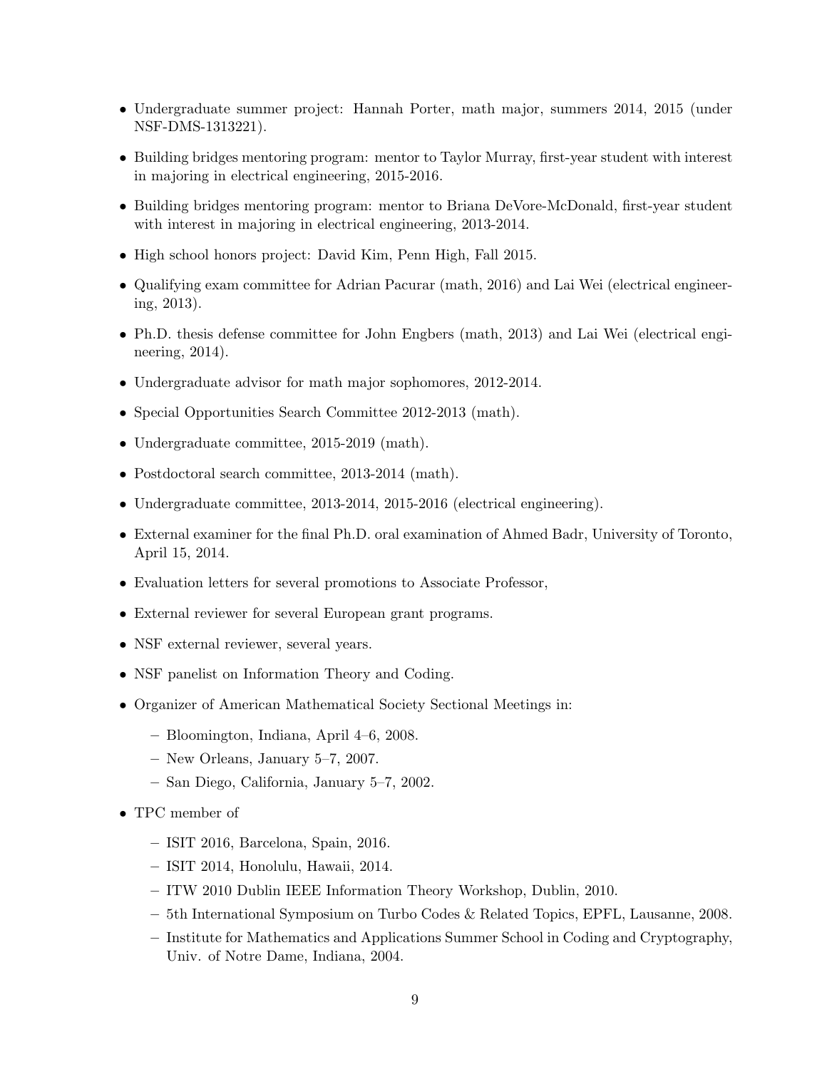- Undergraduate summer project: Hannah Porter, math major, summers 2014, 2015 (under NSF-DMS-1313221).
- Building bridges mentoring program: mentor to Taylor Murray, first-year student with interest in majoring in electrical engineering, 2015-2016.
- Building bridges mentoring program: mentor to Briana DeVore-McDonald, first-year student with interest in majoring in electrical engineering, 2013-2014.
- High school honors project: David Kim, Penn High, Fall 2015.
- Qualifying exam committee for Adrian Pacurar (math, 2016) and Lai Wei (electrical engineering, 2013).
- Ph.D. thesis defense committee for John Engbers (math, 2013) and Lai Wei (electrical engineering, 2014).
- Undergraduate advisor for math major sophomores, 2012-2014.
- Special Opportunities Search Committee 2012-2013 (math).
- Undergraduate committee, 2015-2019 (math).
- Postdoctoral search committee, 2013-2014 (math).
- Undergraduate committee, 2013-2014, 2015-2016 (electrical engineering).
- External examiner for the final Ph.D. oral examination of Ahmed Badr, University of Toronto, April 15, 2014.
- Evaluation letters for several promotions to Associate Professor,
- External reviewer for several European grant programs.
- NSF external reviewer, several years.
- NSF panelist on Information Theory and Coding.
- Organizer of American Mathematical Society Sectional Meetings in:
  - Bloomington, Indiana, April 4–6, 2008.
  - New Orleans, January 5–7, 2007.
  - San Diego, California, January 5–7, 2002.
- TPC member of
  - ISIT 2016, Barcelona, Spain, 2016.
  - ISIT 2014, Honolulu, Hawaii, 2014.
  - ITW 2010 Dublin IEEE Information Theory Workshop, Dublin, 2010.
  - 5th International Symposium on Turbo Codes & Related Topics, EPFL, Lausanne, 2008.
  - Institute for Mathematics and Applications Summer School in Coding and Cryptography, Univ. of Notre Dame, Indiana, 2004.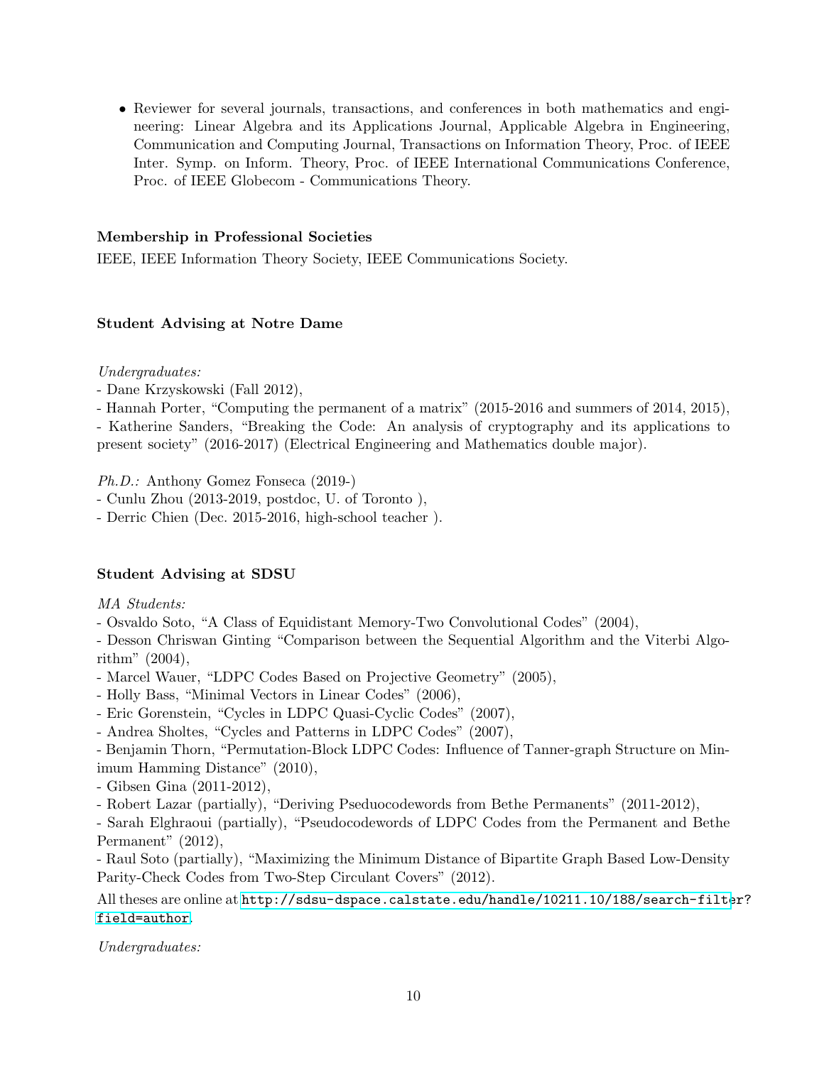- Reviewer for several journals, transactions, and conferences in both mathematics and engineering: Linear Algebra and its Applications Journal, Applicable Algebra in Engineering, Communication and Computing Journal, Transactions on Information Theory, Proc. of IEEE Inter. Symp. on Inform. Theory, Proc. of IEEE International Communications Conference, Proc. of IEEE Globecom - Communications Theory.

### Membership in Professional Societies

IEEE, IEEE Information Theory Society, IEEE Communications Society.

### Student Advising at Notre Dame

*Undergraduates:*

- Dane Krzyskowski (Fall 2012),
- Hannah Porter, "Computing the permanent of a matrix" (2015-2016 and summers of 2014, 2015),
- Katherine Sanders, "Breaking the Code: An analysis of cryptography and its applications to present society" (2016-2017) (Electrical Engineering and Mathematics double major).

*Ph.D.:* Anthony Gomez Fonseca (2019-)

- Cunlu Zhou (2013-2019, postdoc, U. of Toronto ),
- Derric Chien (Dec. 2015-2016, high-school teacher ).

### Student Advising at SDSU

*MA Students:*

- Osvaldo Soto, "A Class of Equidistant Memory-Two Convolutional Codes" (2004),
- Desson Chriswan Ginting "Comparison between the Sequential Algorithm and the Viterbi Algorithm" (2004),
- Marcel Wauer, "LDPC Codes Based on Projective Geometry" (2005),
- Holly Bass, "Minimal Vectors in Linear Codes" (2006),
- Eric Gorenstein, "Cycles in LDPC Quasi-Cyclic Codes" (2007),
- Andrea Sholtes, "Cycles and Patterns in LDPC Codes" (2007),
- Benjamin Thorn, "Permutation-Block LDPC Codes: Influence of Tanner-graph Structure on Minimum Hamming Distance" (2010),
- Gibsen Gina (2011-2012),
- Robert Lazar (partially), "Deriving Pseduocodewords from Bethe Permanents" (2011-2012),
- Sarah Elghraoui (partially), "Pseudocodewords of LDPC Codes from the Permanent and Bethe Permanent" (2012),
- Raul Soto (partially), "Maximizing the Minimum Distance of Bipartite Graph Based Low-Density Parity-Check Codes from Two-Step Circulant Covers" (2012).

All theses are online at http://sdsu-dspace.calstate.edu/handle/10211.10/188/search-filter?field=author.

*Undergraduates:*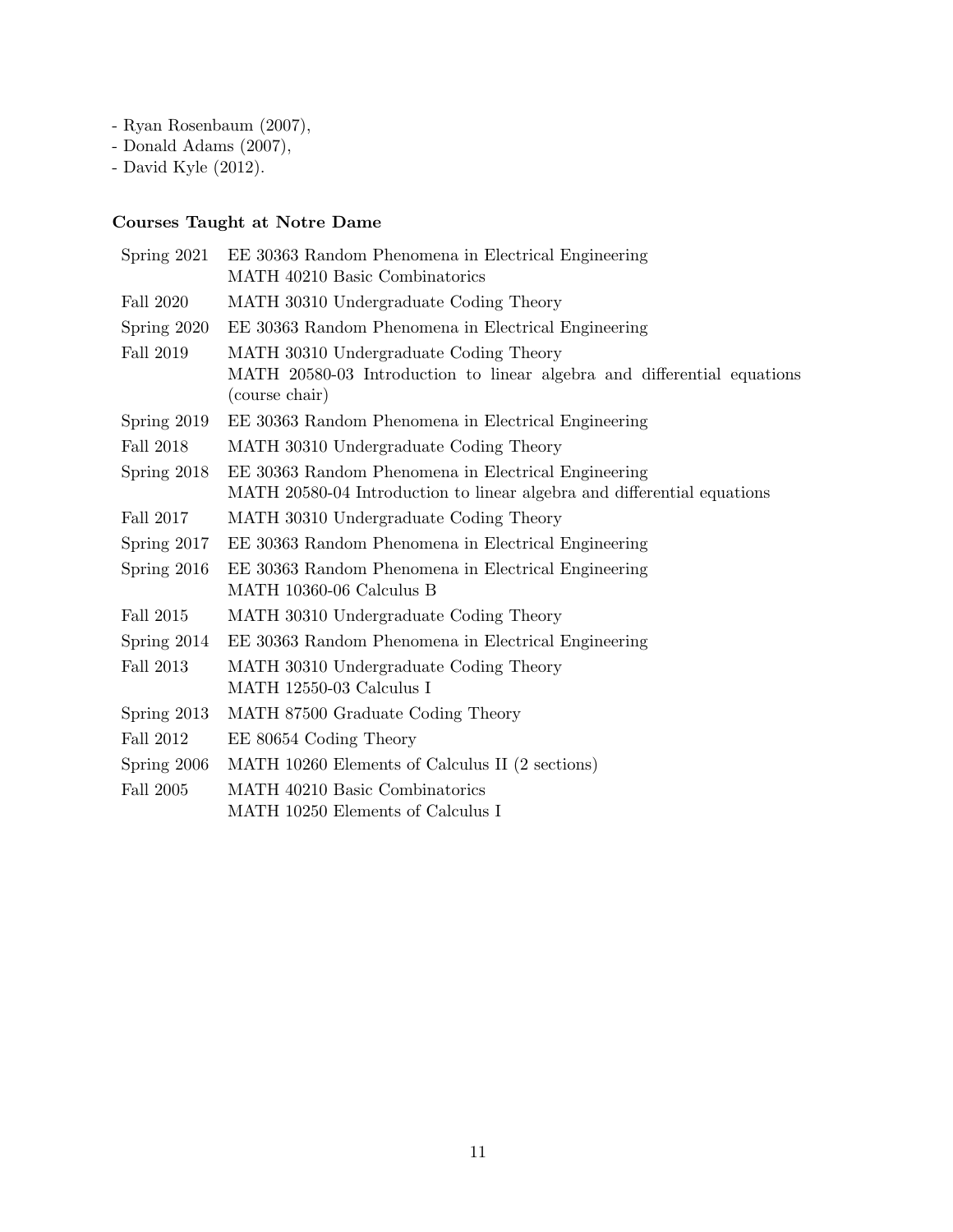- Ryan Rosenbaum (2007),
- Donald Adams (2007),
- David Kyle (2012).

**Courses Taught at Notre Dame**

| | |
|---|---|
| Spring 2021 | EE 30363 Random Phenomena in Electrical Engineering<br>MATH 40210 Basic Combinatorics |
| Fall 2020 | MATH 30310 Undergraduate Coding Theory |
| Spring 2020 | EE 30363 Random Phenomena in Electrical Engineering |
| Fall 2019 | MATH 30310 Undergraduate Coding Theory<br>MATH 20580-03 Introduction to linear algebra and differential equations (course chair) |
| Spring 2019 | EE 30363 Random Phenomena in Electrical Engineering |
| Fall 2018 | MATH 30310 Undergraduate Coding Theory |
| Spring 2018 | EE 30363 Random Phenomena in Electrical Engineering<br>MATH 20580-04 Introduction to linear algebra and differential equations |
| Fall 2017 | MATH 30310 Undergraduate Coding Theory |
| Spring 2017 | EE 30363 Random Phenomena in Electrical Engineering |
| Spring 2016 | EE 30363 Random Phenomena in Electrical Engineering<br>MATH 10360-06 Calculus B |
| Fall 2015 | MATH 30310 Undergraduate Coding Theory |
| Spring 2014 | EE 30363 Random Phenomena in Electrical Engineering |
| Fall 2013 | MATH 30310 Undergraduate Coding Theory<br>MATH 12550-03 Calculus I |
| Spring 2013 | MATH 87500 Graduate Coding Theory |
| Fall 2012 | EE 80654 Coding Theory |
| Spring 2006 | MATH 10260 Elements of Calculus II (2 sections) |
| Fall 2005 | MATH 40210 Basic Combinatorics<br>MATH 10250 Elements of Calculus I |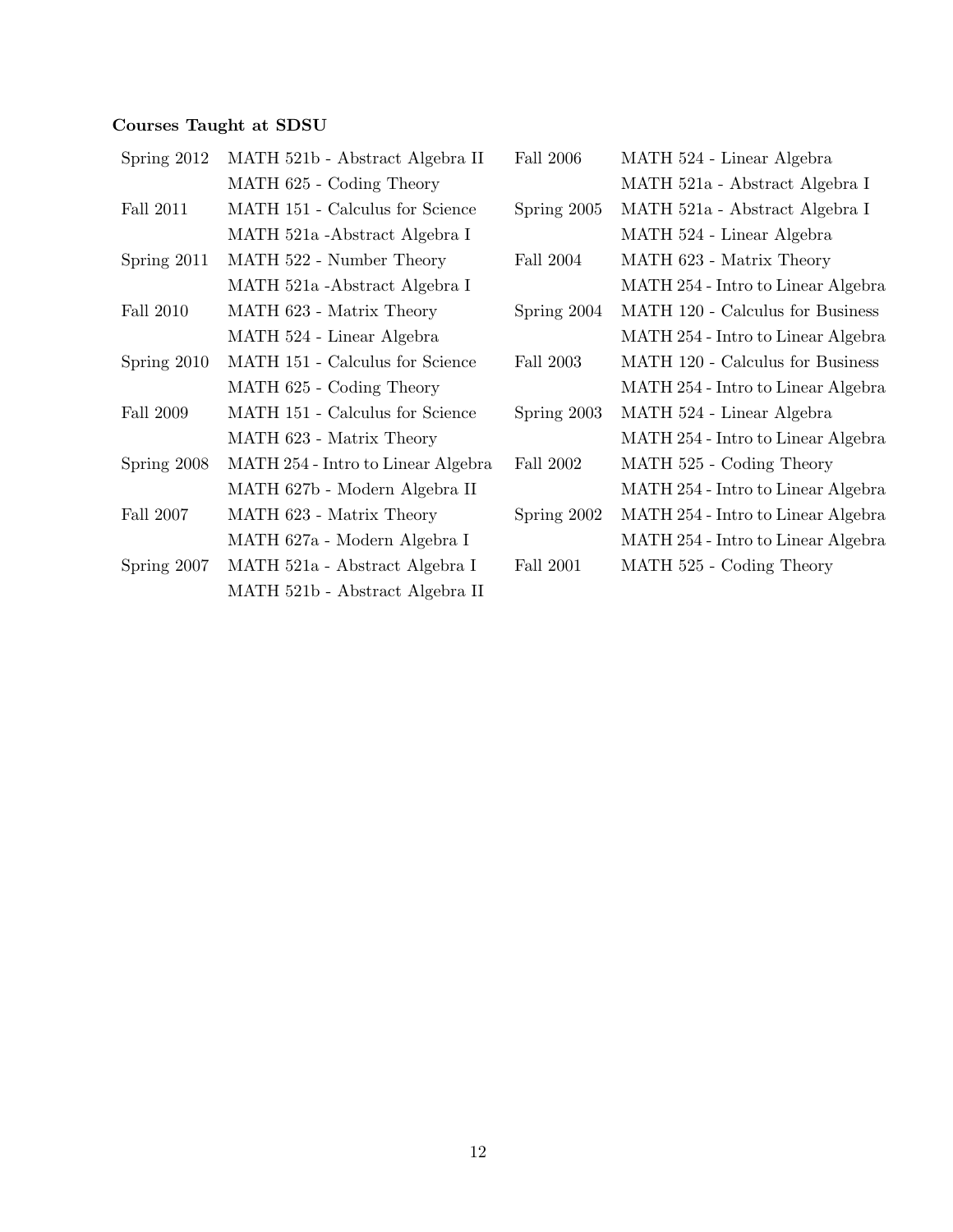**Courses Taught at SDSU**

| | |
|---|---|
| Spring 2012 | MATH 521b - Abstract Algebra II |
| | MATH 625 - Coding Theory |
| Fall 2011 | MATH 151 - Calculus for Science |
| | MATH 521a -Abstract Algebra I |
| Spring 2011 | MATH 522 - Number Theory |
| | MATH 521a -Abstract Algebra I |
| Fall 2010 | MATH 623 - Matrix Theory |
| | MATH 524 - Linear Algebra |
| Spring 2010 | MATH 151 - Calculus for Science |
| | MATH 625 - Coding Theory |
| Fall 2009 | MATH 151 - Calculus for Science |
| | MATH 623 - Matrix Theory |
| Spring 2008 | MATH 254 - Intro to Linear Algebra |
| | MATH 627b - Modern Algebra II |
| Fall 2007 | MATH 623 - Matrix Theory |
| | MATH 627a - Modern Algebra I |
| Spring 2007 | MATH 521a - Abstract Algebra I |
| | MATH 521b - Abstract Algebra II |
| Fall 2006 | MATH 524 - Linear Algebra |
| | MATH 521a - Abstract Algebra I |
| Spring 2005 | MATH 521a - Abstract Algebra I |
| | MATH 524 - Linear Algebra |
| Fall 2004 | MATH 623 - Matrix Theory |
| | MATH 254 - Intro to Linear Algebra |
| Spring 2004 | MATH 120 - Calculus for Business |
| | MATH 254 - Intro to Linear Algebra |
| Fall 2003 | MATH 120 - Calculus for Business |
| | MATH 254 - Intro to Linear Algebra |
| Spring 2003 | MATH 524 - Linear Algebra |
| | MATH 254 - Intro to Linear Algebra |
| Fall 2002 | MATH 525 - Coding Theory |
| | MATH 254 - Intro to Linear Algebra |
| Spring 2002 | MATH 254 - Intro to Linear Algebra |
| | MATH 254 - Intro to Linear Algebra |
| Fall 2001 | MATH 525 - Coding Theory |